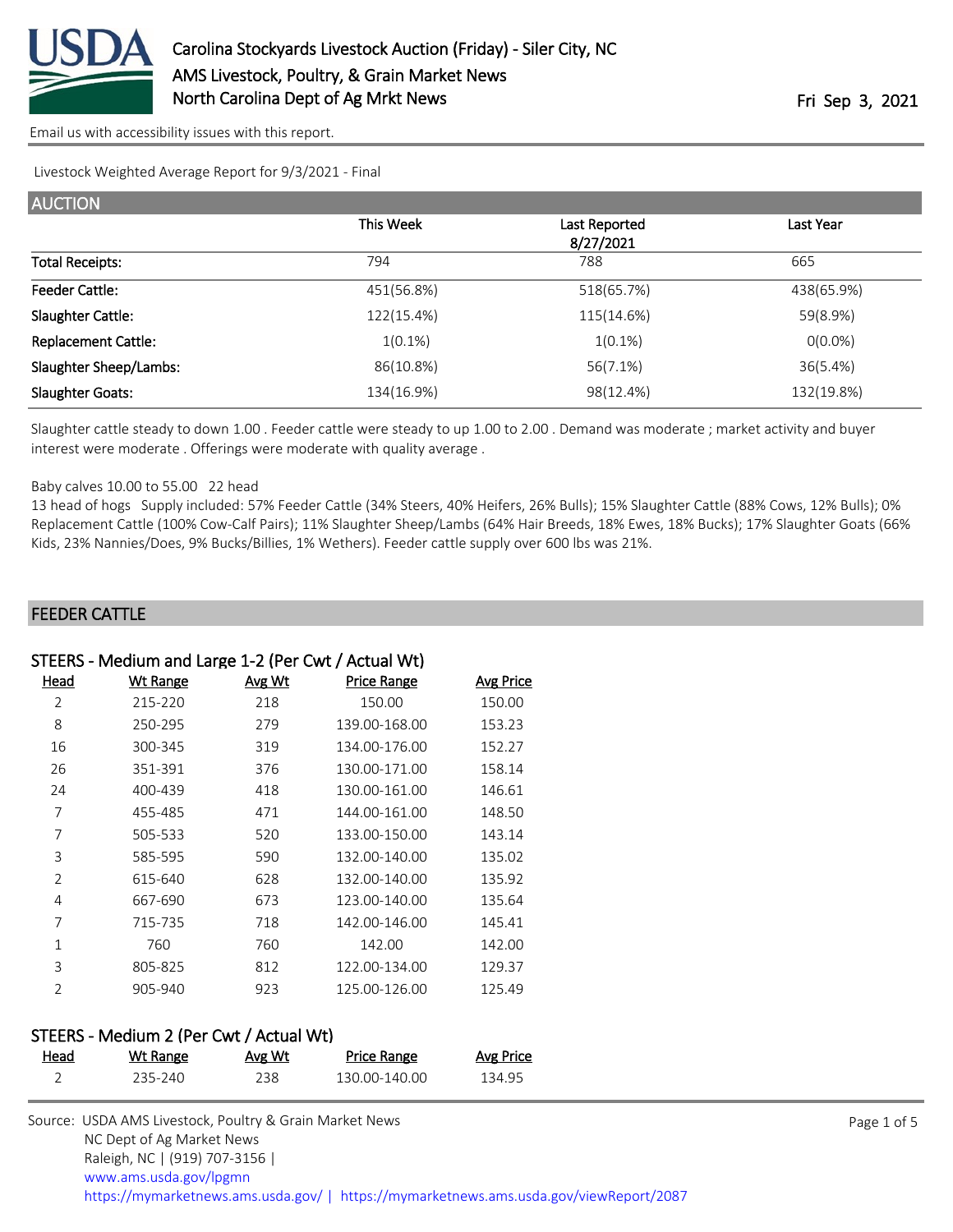# Carolina Stockyards Livestock Auction (Friday) - Siler City, NC

AMS Livestock, Poultry, & Grain Market News
North Carolina Dept of Ag Mrkt News

Fri Sep 3, 2021

Email us with accessibility issues with this report.

Livestock Weighted Average Report for 9/3/2021 - Final

## AUCTION

| | This Week | Last Reported 8/27/2021 | Last Year |
|---|---|---|---|
| Total Receipts: | 794 | 788 | 665 |
| Feeder Cattle: | 451(56.8%) | 518(65.7%) | 438(65.9%) |
| Slaughter Cattle: | 122(15.4%) | 115(14.6%) | 59(8.9%) |
| Replacement Cattle: | 1(0.1%) | 1(0.1%) | 0(0.0%) |
| Slaughter Sheep/Lambs: | 86(10.8%) | 56(7.1%) | 36(5.4%) |
| Slaughter Goats: | 134(16.9%) | 98(12.4%) | 132(19.8%) |

Slaughter cattle steady to down 1.00 . Feeder cattle were steady to up 1.00 to 2.00 . Demand was moderate ; market activity and buyer interest were moderate . Offerings were moderate with quality average .

Baby calves 10.00 to 55.00 22 head
13 head of hogs Supply included: 57% Feeder Cattle (34% Steers, 40% Heifers, 26% Bulls); 15% Slaughter Cattle (88% Cows, 12% Bulls); 0% Replacement Cattle (100% Cow-Calf Pairs); 11% Slaughter Sheep/Lambs (64% Hair Breeds, 18% Ewes, 18% Bucks); 17% Slaughter Goats (66% Kids, 23% Nannies/Does, 9% Bucks/Billies, 1% Wethers). Feeder cattle supply over 600 lbs was 21%.

## FEEDER CATTLE

### STEERS - Medium and Large 1-2 (Per Cwt / Actual Wt)

| Head | Wt Range | Avg Wt | Price Range | Avg Price |
|---|---|---|---|---|
| 2 | 215-220 | 218 | 150.00 | 150.00 |
| 8 | 250-295 | 279 | 139.00-168.00 | 153.23 |
| 16 | 300-345 | 319 | 134.00-176.00 | 152.27 |
| 26 | 351-391 | 376 | 130.00-171.00 | 158.14 |
| 24 | 400-439 | 418 | 130.00-161.00 | 146.61 |
| 7 | 455-485 | 471 | 144.00-161.00 | 148.50 |
| 7 | 505-533 | 520 | 133.00-150.00 | 143.14 |
| 3 | 585-595 | 590 | 132.00-140.00 | 135.02 |
| 2 | 615-640 | 628 | 132.00-140.00 | 135.92 |
| 4 | 667-690 | 673 | 123.00-140.00 | 135.64 |
| 7 | 715-735 | 718 | 142.00-146.00 | 145.41 |
| 1 | 760 | 760 | 142.00 | 142.00 |
| 3 | 805-825 | 812 | 122.00-134.00 | 129.37 |
| 2 | 905-940 | 923 | 125.00-126.00 | 125.49 |

### STEERS - Medium 2 (Per Cwt / Actual Wt)

| Head | Wt Range | Avg Wt | Price Range | Avg Price |
|---|---|---|---|---|
| 2 | 235-240 | 238 | 130.00-140.00 | 134.95 |

Source: USDA AMS Livestock, Poultry & Grain Market News
NC Dept of Ag Market News
Raleigh, NC | (919) 707-3156 |
www.ams.usda.gov/lpgmn
https://mymarketnews.ams.usda.gov/ | https://mymarketnews.ams.usda.gov/viewReport/2087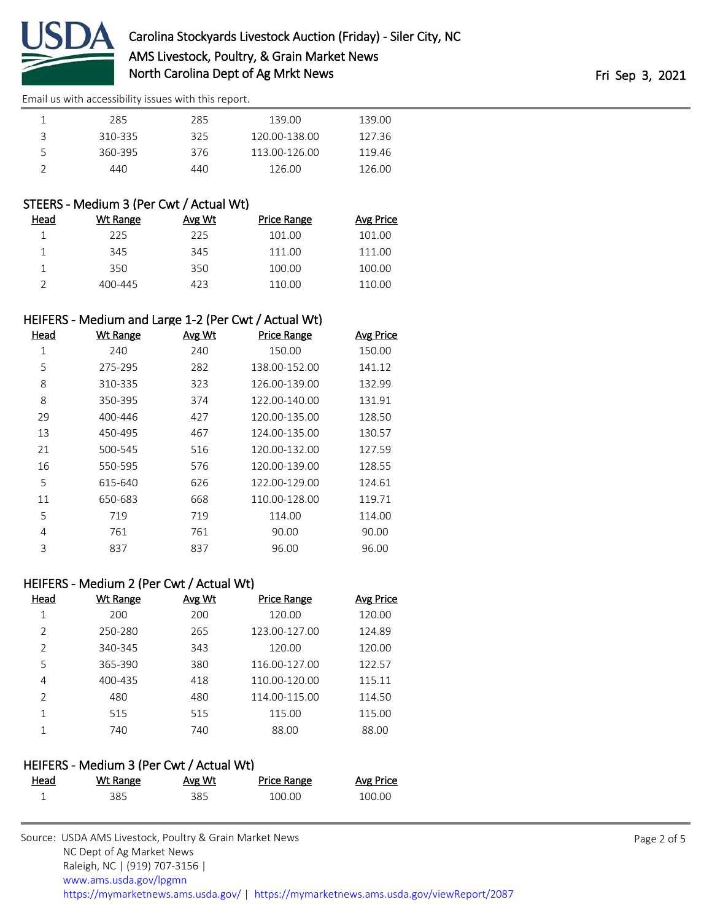Email us with accessibility issues with this report.

| Head | Wt Range | Avg Wt | Price Range | Avg Price |
|---|---|---|---|---|
| 1 | 285 | 285 | 139.00 | 139.00 |
| 3 | 310-335 | 325 | 120.00-138.00 | 127.36 |
| 5 | 360-395 | 376 | 113.00-126.00 | 119.46 |
| 2 | 440 | 440 | 126.00 | 126.00 |

### STEERS - Medium 3 (Per Cwt / Actual Wt)

| Head | Wt Range | Avg Wt | Price Range | Avg Price |
|---|---|---|---|---|
| 1 | 225 | 225 | 101.00 | 101.00 |
| 1 | 345 | 345 | 111.00 | 111.00 |
| 1 | 350 | 350 | 100.00 | 100.00 |
| 2 | 400-445 | 423 | 110.00 | 110.00 |

### HEIFERS - Medium and Large 1-2 (Per Cwt / Actual Wt)

| Head | Wt Range | Avg Wt | Price Range | Avg Price |
|---|---|---|---|---|
| 1 | 240 | 240 | 150.00 | 150.00 |
| 5 | 275-295 | 282 | 138.00-152.00 | 141.12 |
| 8 | 310-335 | 323 | 126.00-139.00 | 132.99 |
| 8 | 350-395 | 374 | 122.00-140.00 | 131.91 |
| 29 | 400-446 | 427 | 120.00-135.00 | 128.50 |
| 13 | 450-495 | 467 | 124.00-135.00 | 130.57 |
| 21 | 500-545 | 516 | 120.00-132.00 | 127.59 |
| 16 | 550-595 | 576 | 120.00-139.00 | 128.55 |
| 5 | 615-640 | 626 | 122.00-129.00 | 124.61 |
| 11 | 650-683 | 668 | 110.00-128.00 | 119.71 |
| 5 | 719 | 719 | 114.00 | 114.00 |
| 4 | 761 | 761 | 90.00 | 90.00 |
| 3 | 837 | 837 | 96.00 | 96.00 |

### HEIFERS - Medium 2 (Per Cwt / Actual Wt)

| Head | Wt Range | Avg Wt | Price Range | Avg Price |
|---|---|---|---|---|
| 1 | 200 | 200 | 120.00 | 120.00 |
| 2 | 250-280 | 265 | 123.00-127.00 | 124.89 |
| 2 | 340-345 | 343 | 120.00 | 120.00 |
| 5 | 365-390 | 380 | 116.00-127.00 | 122.57 |
| 4 | 400-435 | 418 | 110.00-120.00 | 115.11 |
| 2 | 480 | 480 | 114.00-115.00 | 114.50 |
| 1 | 515 | 515 | 115.00 | 115.00 |
| 1 | 740 | 740 | 88.00 | 88.00 |

### HEIFERS - Medium 3 (Per Cwt / Actual Wt)

| Head | Wt Range | Avg Wt | Price Range | Avg Price |
|---|---|---|---|---|
| 1 | 385 | 385 | 100.00 | 100.00 |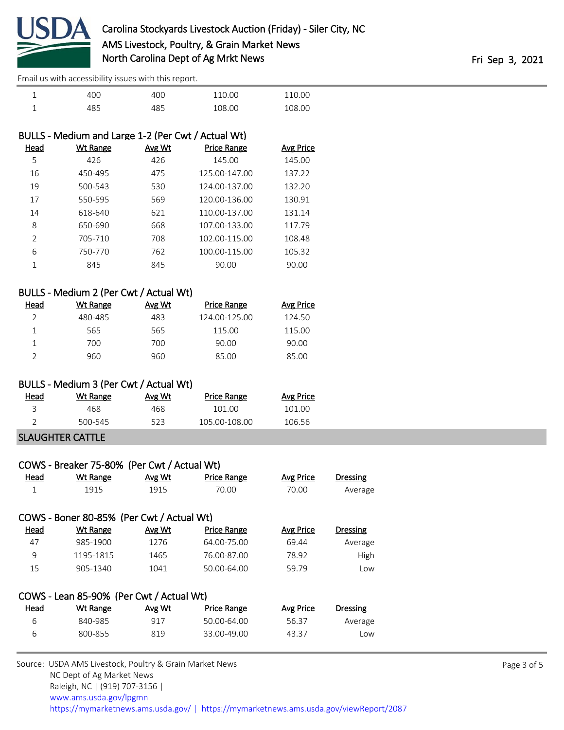Email us with accessibility issues with this report.

| Head | Wt Range | Avg Wt | Price Range | Avg Price |
|---|---|---|---|---|
| 1 | 400 | 400 | 110.00 | 110.00 |
| 1 | 485 | 485 | 108.00 | 108.00 |

### BULLS - Medium and Large 1-2 (Per Cwt / Actual Wt)

| Head | Wt Range | Avg Wt | Price Range | Avg Price |
|---|---|---|---|---|
| 5 | 426 | 426 | 145.00 | 145.00 |
| 16 | 450-495 | 475 | 125.00-147.00 | 137.22 |
| 19 | 500-543 | 530 | 124.00-137.00 | 132.20 |
| 17 | 550-595 | 569 | 120.00-136.00 | 130.91 |
| 14 | 618-640 | 621 | 110.00-137.00 | 131.14 |
| 8 | 650-690 | 668 | 107.00-133.00 | 117.79 |
| 2 | 705-710 | 708 | 102.00-115.00 | 108.48 |
| 6 | 750-770 | 762 | 100.00-115.00 | 105.32 |
| 1 | 845 | 845 | 90.00 | 90.00 |

### BULLS - Medium 2 (Per Cwt / Actual Wt)

| Head | Wt Range | Avg Wt | Price Range | Avg Price |
|---|---|---|---|---|
| 2 | 480-485 | 483 | 124.00-125.00 | 124.50 |
| 1 | 565 | 565 | 115.00 | 115.00 |
| 1 | 700 | 700 | 90.00 | 90.00 |
| 2 | 960 | 960 | 85.00 | 85.00 |

### BULLS - Medium 3 (Per Cwt / Actual Wt)

| Head | Wt Range | Avg Wt | Price Range | Avg Price |
|---|---|---|---|---|
| 3 | 468 | 468 | 101.00 | 101.00 |
| 2 | 500-545 | 523 | 105.00-108.00 | 106.56 |

## SLAUGHTER CATTLE

### COWS - Breaker 75-80% (Per Cwt / Actual Wt)

| Head | Wt Range | Avg Wt | Price Range | Avg Price | Dressing |
|---|---|---|---|---|---|
| 1 | 1915 | 1915 | 70.00 | 70.00 | Average |

### COWS - Boner 80-85% (Per Cwt / Actual Wt)

| Head | Wt Range | Avg Wt | Price Range | Avg Price | Dressing |
|---|---|---|---|---|---|
| 47 | 985-1900 | 1276 | 64.00-75.00 | 69.44 | Average |
| 9 | 1195-1815 | 1465 | 76.00-87.00 | 78.92 | High |
| 15 | 905-1340 | 1041 | 50.00-64.00 | 59.79 | Low |

### COWS - Lean 85-90% (Per Cwt / Actual Wt)

| Head | Wt Range | Avg Wt | Price Range | Avg Price | Dressing |
|---|---|---|---|---|---|
| 6 | 840-985 | 917 | 50.00-64.00 | 56.37 | Average |
| 6 | 800-855 | 819 | 33.00-49.00 | 43.37 | Low |

Source: USDA AMS Livestock, Poultry & Grain Market News
NC Dept of Ag Market News
Raleigh, NC | (919) 707-3156 |
www.ams.usda.gov/lpgmn
https://mymarketnews.ams.usda.gov/ | https://mymarketnews.ams.usda.gov/viewReport/2087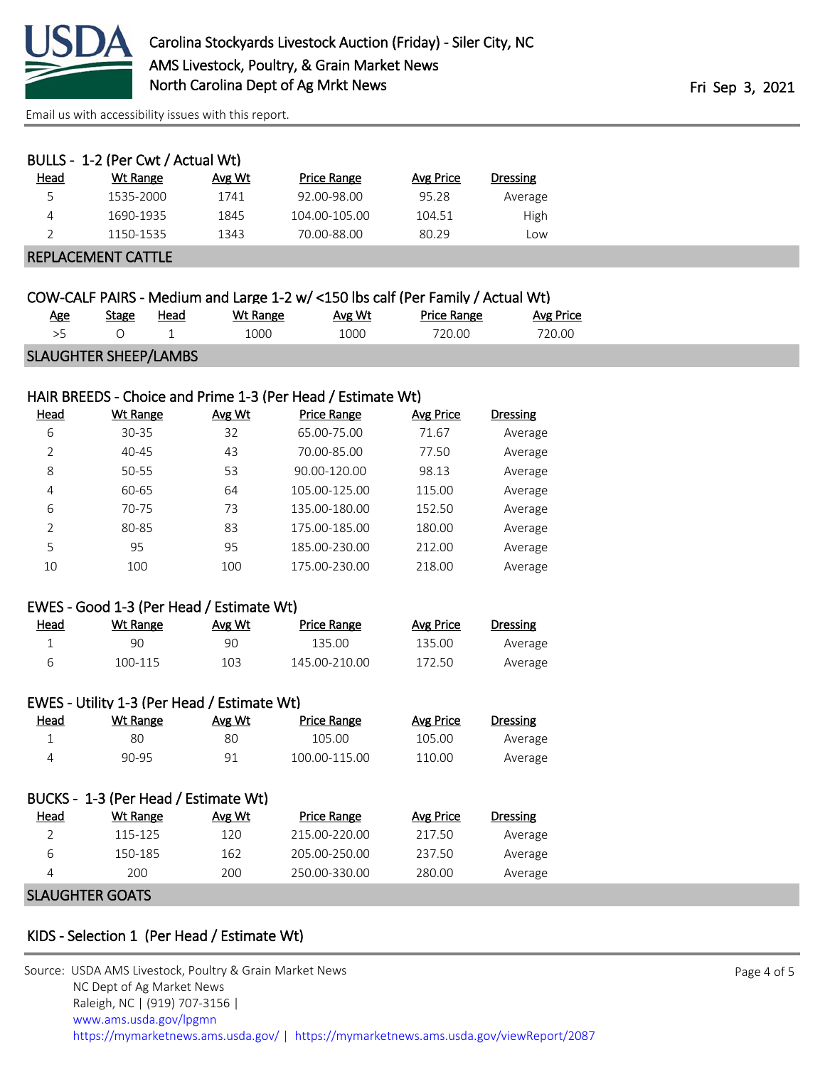BULLS - 1-2 (Per Cwt / Actual Wt)

| Head | Wt Range | Avg Wt | Price Range | Avg Price | Dressing |
|---|---|---|---|---|---|
| 5 | 1535-2000 | 1741 | 92.00-98.00 | 95.28 | Average |
| 4 | 1690-1935 | 1845 | 104.00-105.00 | 104.51 | High |
| 2 | 1150-1535 | 1343 | 70.00-88.00 | 80.29 | Low |

## REPLACEMENT CATTLE

COW-CALF PAIRS - Medium and Large 1-2 w/ <150 lbs calf (Per Family / Actual Wt)

| Age | Stage | Head | Wt Range | Avg Wt | Price Range | Avg Price |
|---|---|---|---|---|---|---|
| >5 | O | 1 | 1000 | 1000 | 720.00 | 720.00 |

## SLAUGHTER SHEEP/LAMBS

HAIR BREEDS - Choice and Prime 1-3 (Per Head / Estimate Wt)

| Head | Wt Range | Avg Wt | Price Range | Avg Price | Dressing |
|---|---|---|---|---|---|
| 6 | 30-35 | 32 | 65.00-75.00 | 71.67 | Average |
| 2 | 40-45 | 43 | 70.00-85.00 | 77.50 | Average |
| 8 | 50-55 | 53 | 90.00-120.00 | 98.13 | Average |
| 4 | 60-65 | 64 | 105.00-125.00 | 115.00 | Average |
| 6 | 70-75 | 73 | 135.00-180.00 | 152.50 | Average |
| 2 | 80-85 | 83 | 175.00-185.00 | 180.00 | Average |
| 5 | 95 | 95 | 185.00-230.00 | 212.00 | Average |
| 10 | 100 | 100 | 175.00-230.00 | 218.00 | Average |

EWES - Good 1-3 (Per Head / Estimate Wt)

| Head | Wt Range | Avg Wt | Price Range | Avg Price | Dressing |
|---|---|---|---|---|---|
| 1 | 90 | 90 | 135.00 | 135.00 | Average |
| 6 | 100-115 | 103 | 145.00-210.00 | 172.50 | Average |

EWES - Utility 1-3 (Per Head / Estimate Wt)

| Head | Wt Range | Avg Wt | Price Range | Avg Price | Dressing |
|---|---|---|---|---|---|
| 1 | 80 | 80 | 105.00 | 105.00 | Average |
| 4 | 90-95 | 91 | 100.00-115.00 | 110.00 | Average |

BUCKS - 1-3 (Per Head / Estimate Wt)

| Head | Wt Range | Avg Wt | Price Range | Avg Price | Dressing |
|---|---|---|---|---|---|
| 2 | 115-125 | 120 | 215.00-220.00 | 217.50 | Average |
| 6 | 150-185 | 162 | 205.00-250.00 | 237.50 | Average |
| 4 | 200 | 200 | 250.00-330.00 | 280.00 | Average |

## SLAUGHTER GOATS

KIDS - Selection 1 (Per Head / Estimate Wt)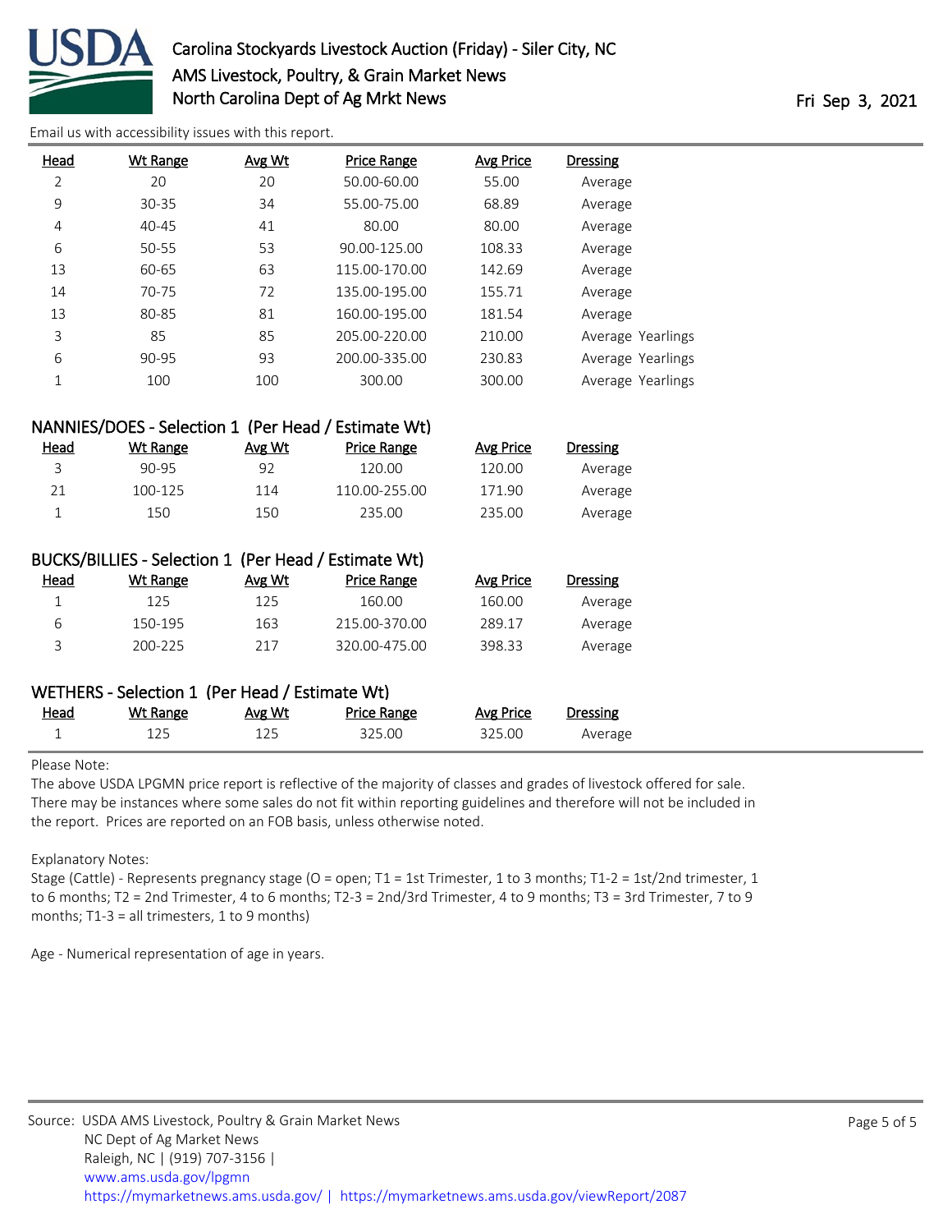Email us with accessibility issues with this report.

| Head | Wt Range | Avg Wt | Price Range | Avg Price | Dressing |
|---|---|---|---|---|---|
| 2 | 20 | 20 | 50.00-60.00 | 55.00 | Average |
| 9 | 30-35 | 34 | 55.00-75.00 | 68.89 | Average |
| 4 | 40-45 | 41 | 80.00 | 80.00 | Average |
| 6 | 50-55 | 53 | 90.00-125.00 | 108.33 | Average |
| 13 | 60-65 | 63 | 115.00-170.00 | 142.69 | Average |
| 14 | 70-75 | 72 | 135.00-195.00 | 155.71 | Average |
| 13 | 80-85 | 81 | 160.00-195.00 | 181.54 | Average |
| 3 | 85 | 85 | 205.00-220.00 | 210.00 | Average Yearlings |
| 6 | 90-95 | 93 | 200.00-335.00 | 230.83 | Average Yearlings |
| 1 | 100 | 100 | 300.00 | 300.00 | Average Yearlings |

## NANNIES/DOES - Selection 1 (Per Head / Estimate Wt)

| Head | Wt Range | Avg Wt | Price Range | Avg Price | Dressing |
|---|---|---|---|---|---|
| 3 | 90-95 | 92 | 120.00 | 120.00 | Average |
| 21 | 100-125 | 114 | 110.00-255.00 | 171.90 | Average |
| 1 | 150 | 150 | 235.00 | 235.00 | Average |

## BUCKS/BILLIES - Selection 1 (Per Head / Estimate Wt)

| Head | Wt Range | Avg Wt | Price Range | Avg Price | Dressing |
|---|---|---|---|---|---|
| 1 | 125 | 125 | 160.00 | 160.00 | Average |
| 6 | 150-195 | 163 | 215.00-370.00 | 289.17 | Average |
| 3 | 200-225 | 217 | 320.00-475.00 | 398.33 | Average |

## WETHERS - Selection 1 (Per Head / Estimate Wt)

| Head | Wt Range | Avg Wt | Price Range | Avg Price | Dressing |
|---|---|---|---|---|---|
| 1 | 125 | 125 | 325.00 | 325.00 | Average |

Please Note:

The above USDA LPGMN price report is reflective of the majority of classes and grades of livestock offered for sale. There may be instances where some sales do not fit within reporting guidelines and therefore will not be included in the report. Prices are reported on an FOB basis, unless otherwise noted.

Explanatory Notes:

Stage (Cattle) - Represents pregnancy stage (O = open; T1 = 1st Trimester, 1 to 3 months; T1-2 = 1st/2nd trimester, 1 to 6 months; T2 = 2nd Trimester, 4 to 6 months; T2-3 = 2nd/3rd Trimester, 4 to 9 months; T3 = 3rd Trimester, 7 to 9 months; T1-3 = all trimesters, 1 to 9 months)

Age - Numerical representation of age in years.

Source: USDA AMS Livestock, Poultry & Grain Market News
NC Dept of Ag Market News
Raleigh, NC | (919) 707-3156 |
www.ams.usda.gov/lpgmn
https://mymarketnews.ams.usda.gov/ | https://mymarketnews.ams.usda.gov/viewReport/2087